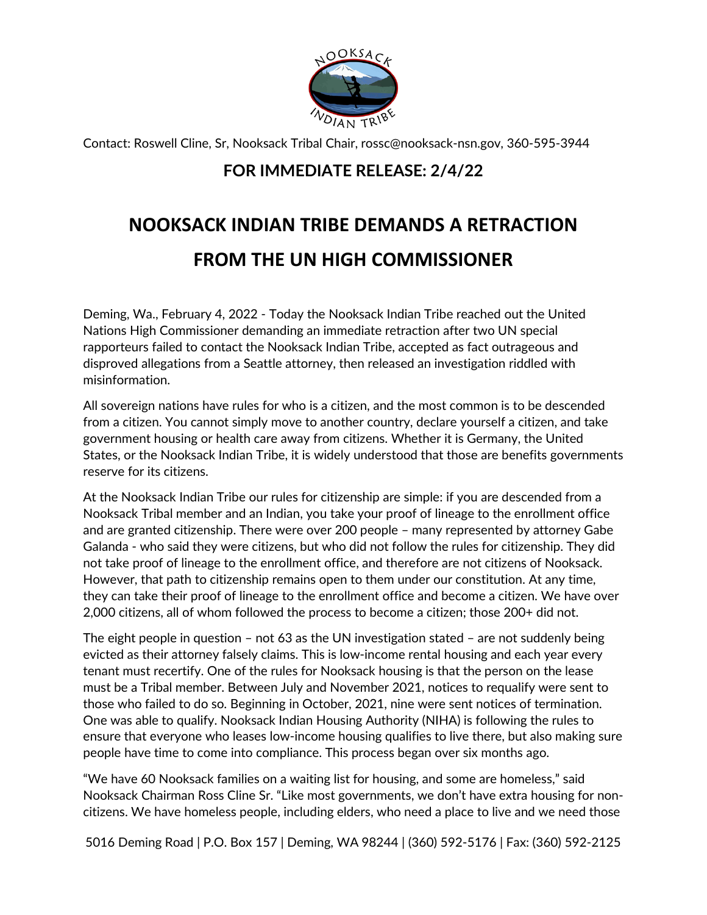Contact: Roswell Cline, Sr, Nooksack Tribal Chair, rossc@nooksack-nsn.gov, 360-595-3944

**FOR IMMEDIATE RELEASE: 2/4/22**

# NOOKSACK INDIAN TRIBE DEMANDS A RETRACTION FROM THE UN HIGH COMMISSIONER

Deming, Wa., February 4, 2022 - Today the Nooksack Indian Tribe reached out the United Nations High Commissioner demanding an immediate retraction after two UN special rapporteurs failed to contact the Nooksack Indian Tribe, accepted as fact outrageous and disproved allegations from a Seattle attorney, then released an investigation riddled with misinformation.

All sovereign nations have rules for who is a citizen, and the most common is to be descended from a citizen. You cannot simply move to another country, declare yourself a citizen, and take government housing or health care away from citizens. Whether it is Germany, the United States, or the Nooksack Indian Tribe, it is widely understood that those are benefits governments reserve for its citizens.

At the Nooksack Indian Tribe our rules for citizenship are simple: if you are descended from a Nooksack Tribal member and an Indian, you take your proof of lineage to the enrollment office and are granted citizenship. There were over 200 people – many represented by attorney Gabe Galanda - who said they were citizens, but who did not follow the rules for citizenship. They did not take proof of lineage to the enrollment office, and therefore are not citizens of Nooksack. However, that path to citizenship remains open to them under our constitution. At any time, they can take their proof of lineage to the enrollment office and become a citizen. We have over 2,000 citizens, all of whom followed the process to become a citizen; those 200+ did not.

The eight people in question – not 63 as the UN investigation stated – are not suddenly being evicted as their attorney falsely claims. This is low-income rental housing and each year every tenant must recertify. One of the rules for Nooksack housing is that the person on the lease must be a Tribal member. Between July and November 2021, notices to requalify were sent to those who failed to do so. Beginning in October, 2021, nine were sent notices of termination. One was able to qualify. Nooksack Indian Housing Authority (NIHA) is following the rules to ensure that everyone who leases low-income housing qualifies to live there, but also making sure people have time to come into compliance. This process began over six months ago.

"We have 60 Nooksack families on a waiting list for housing, and some are homeless," said Nooksack Chairman Ross Cline Sr. "Like most governments, we don't have extra housing for non-citizens. We have homeless people, including elders, who need a place to live and we need those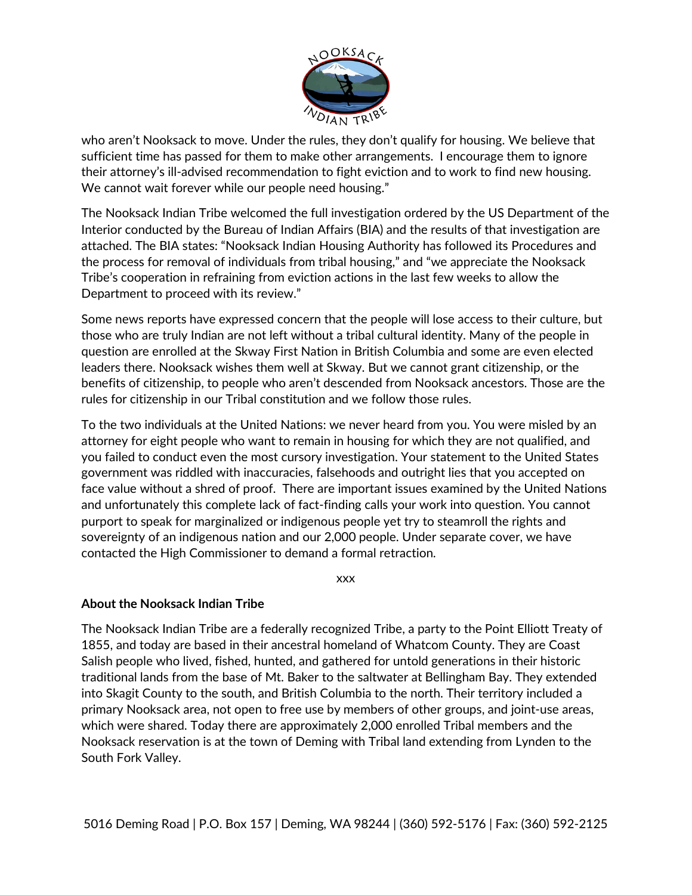who aren't Nooksack to move. Under the rules, they don't qualify for housing. We believe that sufficient time has passed for them to make other arrangements. I encourage them to ignore their attorney's ill-advised recommendation to fight eviction and to work to find new housing. We cannot wait forever while our people need housing."

The Nooksack Indian Tribe welcomed the full investigation ordered by the US Department of the Interior conducted by the Bureau of Indian Affairs (BIA) and the results of that investigation are attached. The BIA states: "Nooksack Indian Housing Authority has followed its Procedures and the process for removal of individuals from tribal housing," and "we appreciate the Nooksack Tribe's cooperation in refraining from eviction actions in the last few weeks to allow the Department to proceed with its review."

Some news reports have expressed concern that the people will lose access to their culture, but those who are truly Indian are not left without a tribal cultural identity. Many of the people in question are enrolled at the Skway First Nation in British Columbia and some are even elected leaders there. Nooksack wishes them well at Skway. But we cannot grant citizenship, or the benefits of citizenship, to people who aren't descended from Nooksack ancestors. Those are the rules for citizenship in our Tribal constitution and we follow those rules.

To the two individuals at the United Nations: we never heard from you. You were misled by an attorney for eight people who want to remain in housing for which they are not qualified, and you failed to conduct even the most cursory investigation. Your statement to the United States government was riddled with inaccuracies, falsehoods and outright lies that you accepted on face value without a shred of proof. There are important issues examined by the United Nations and unfortunately this complete lack of fact-finding calls your work into question. You cannot purport to speak for marginalized or indigenous people yet try to steamroll the rights and sovereignty of an indigenous nation and our 2,000 people. Under separate cover, we have contacted the High Commissioner to demand a formal retraction.

xxx

**About the Nooksack Indian Tribe**

The Nooksack Indian Tribe are a federally recognized Tribe, a party to the Point Elliott Treaty of 1855, and today are based in their ancestral homeland of Whatcom County. They are Coast Salish people who lived, fished, hunted, and gathered for untold generations in their historic traditional lands from the base of Mt. Baker to the saltwater at Bellingham Bay. They extended into Skagit County to the south, and British Columbia to the north. Their territory included a primary Nooksack area, not open to free use by members of other groups, and joint-use areas, which were shared. Today there are approximately 2,000 enrolled Tribal members and the Nooksack reservation is at the town of Deming with Tribal land extending from Lynden to the South Fork Valley.